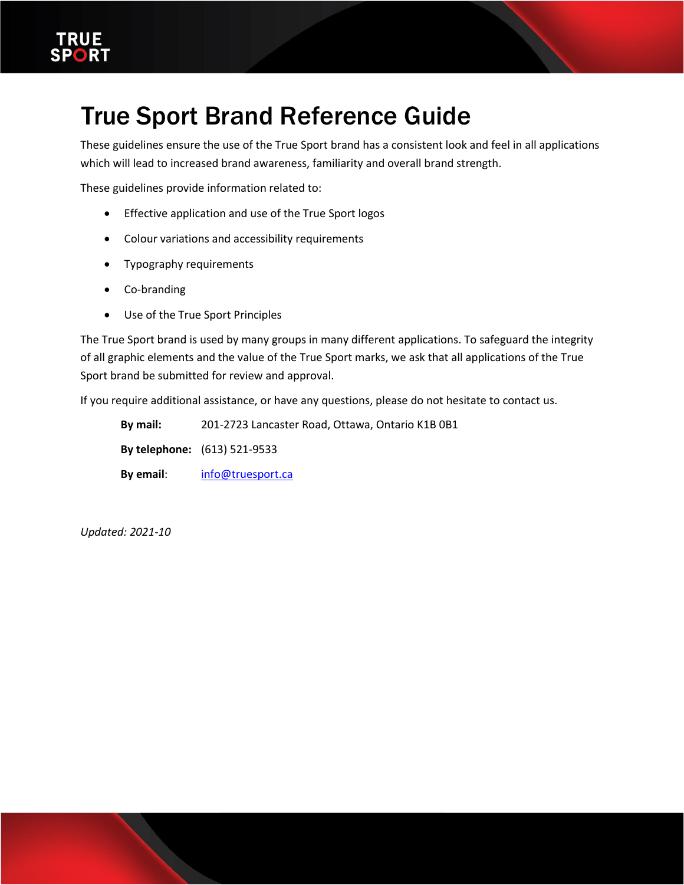# True Sport Brand Reference Guide

These guidelines ensure the use of the True Sport brand has a consistent look and feel in all applications which will lead to increased brand awareness, familiarity and overall brand strength.

These guidelines provide information related to:

- Effective application and use of the True Sport logos
- Colour variations and accessibility requirements
- Typography requirements
- Co-branding
- Use of the True Sport Principles

The True Sport brand is used by many groups in many different applications. To safeguard the integrity of all graphic elements and the value of the True Sport marks, we ask that all applications of the True Sport brand be submitted for review and approval.

If you require additional assistance, or have any questions, please do not hesitate to contact us.

**By mail:** 201-2723 Lancaster Road, Ottawa, Ontario K1B 0B1

**By telephone:** (613) 521-9533

**By email:** info@truesport.ca

*Updated: 2021-10*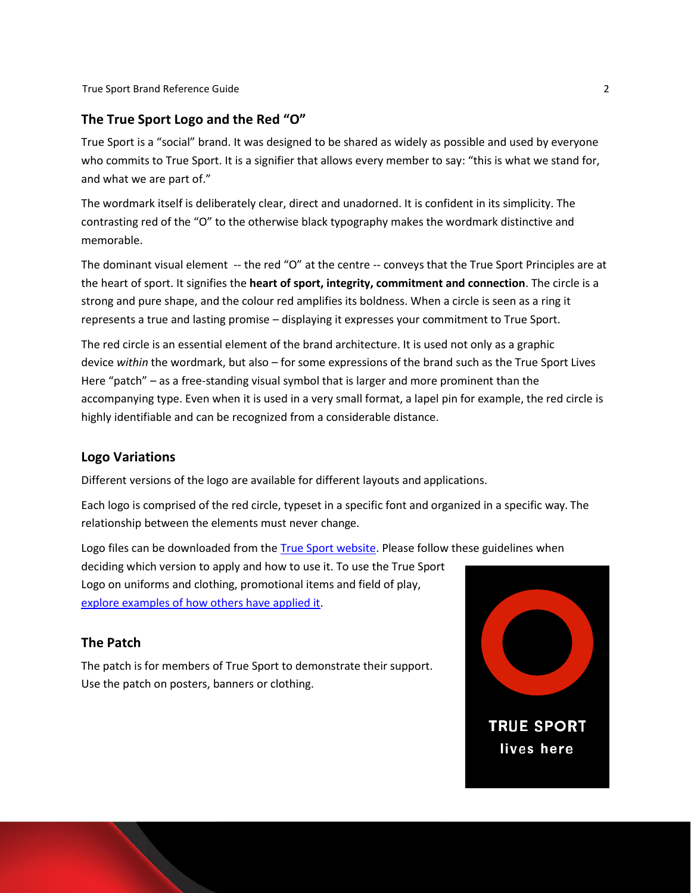## The True Sport Logo and the Red "O"

True Sport is a "social" brand. It was designed to be shared as widely as possible and used by everyone who commits to True Sport. It is a signifier that allows every member to say: "this is what we stand for, and what we are part of."

The wordmark itself is deliberately clear, direct and unadorned. It is confident in its simplicity. The contrasting red of the "O" to the otherwise black typography makes the wordmark distinctive and memorable.

The dominant visual element -- the red "O" at the centre -- conveys that the True Sport Principles are at the heart of sport. It signifies the **heart of sport, integrity, commitment and connection**. The circle is a strong and pure shape, and the colour red amplifies its boldness. When a circle is seen as a ring it represents a true and lasting promise – displaying it expresses your commitment to True Sport.

The red circle is an essential element of the brand architecture. It is used not only as a graphic device *within* the wordmark, but also – for some expressions of the brand such as the True Sport Lives Here "patch" – as a free-standing visual symbol that is larger and more prominent than the accompanying type. Even when it is used in a very small format, a lapel pin for example, the red circle is highly identifiable and can be recognized from a considerable distance.

## Logo Variations

Different versions of the logo are available for different layouts and applications.

Each logo is comprised of the red circle, typeset in a specific font and organized in a specific way. The relationship between the elements must never change.

Logo files can be downloaded from the [True Sport website](). Please follow these guidelines when deciding which version to apply and how to use it. To use the True Sport Logo on uniforms and clothing, promotional items and field of play, [explore examples of how others have applied it]().

## The Patch

The patch is for members of True Sport to demonstrate their support. Use the patch on posters, banners or clothing.

TRUE SPORT
lives here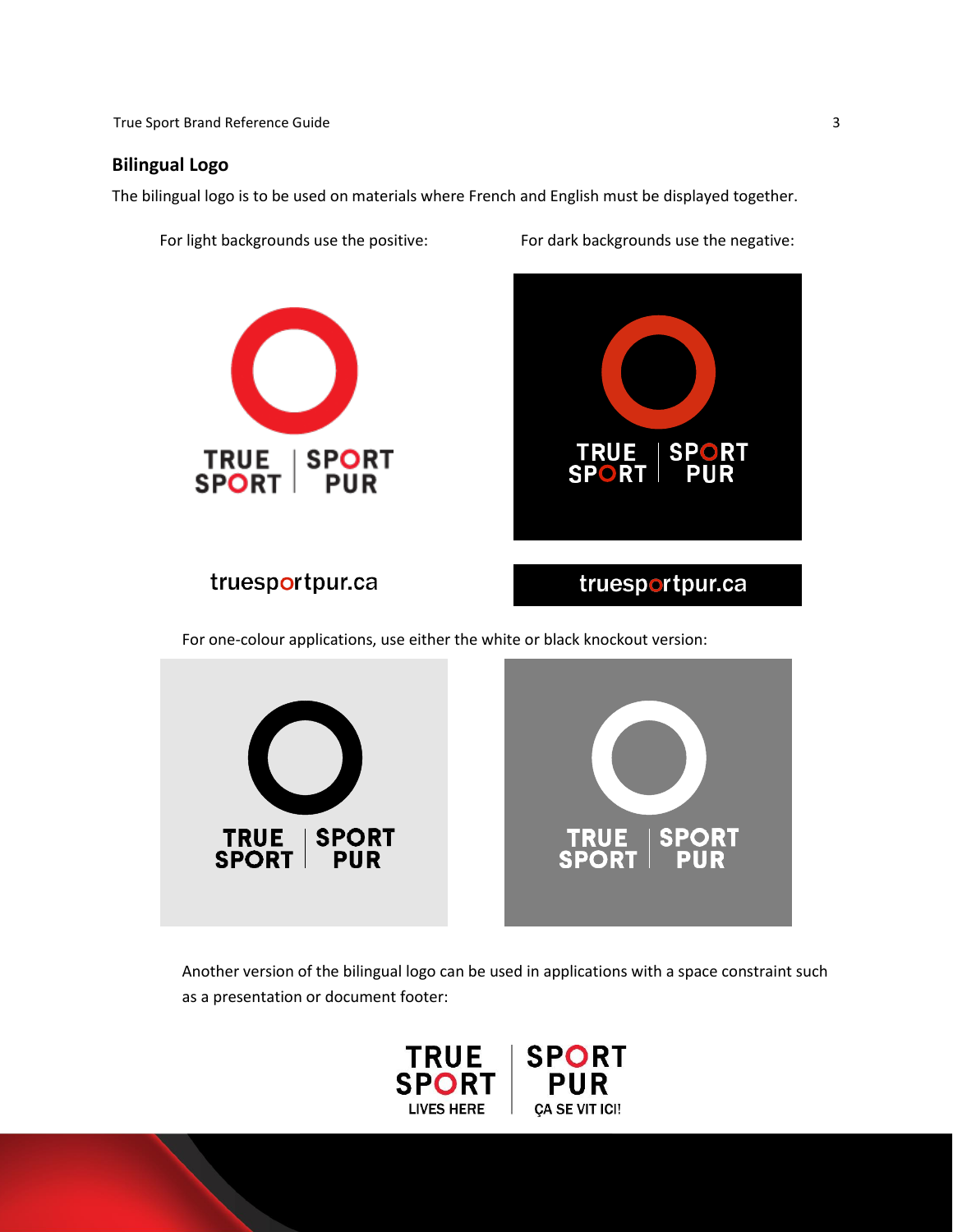## Bilingual Logo

The bilingual logo is to be used on materials where French and English must be displayed together.

For light backgrounds use the positive:

For dark backgrounds use the negative:

TRUE SPORT | SPORT PUR

TRUE SPORT | SPORT PUR

truesportpur.ca

truesportpur.ca

For one-colour applications, use either the white or black knockout version:

TRUE SPORT | SPORT PUR

TRUE SPORT | SPORT PUR

Another version of the bilingual logo can be used in applications with a space constraint such as a presentation or document footer:

TRUE SPORT LIVES HERE | SPORT PUR ÇA SE VIT ICI!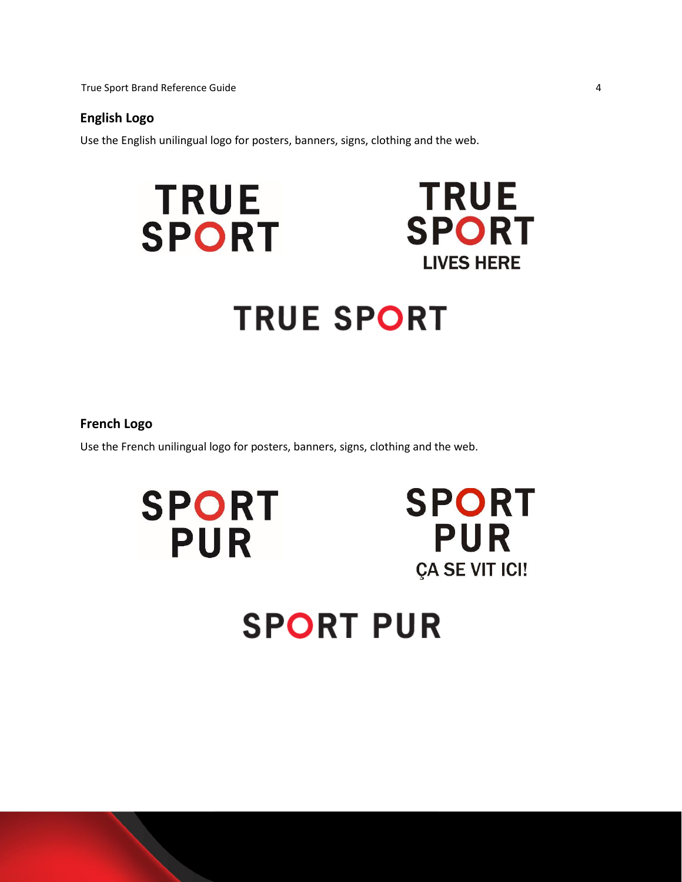## English Logo

Use the English unilingual logo for posters, banners, signs, clothing and the web.

TRUE
SPORT

TRUE
SPORT
LIVES HERE

TRUE SPORT

## French Logo

Use the French unilingual logo for posters, banners, signs, clothing and the web.

SPORT
PUR

SPORT
PUR
ÇA SE VIT ICI!

SPORT PUR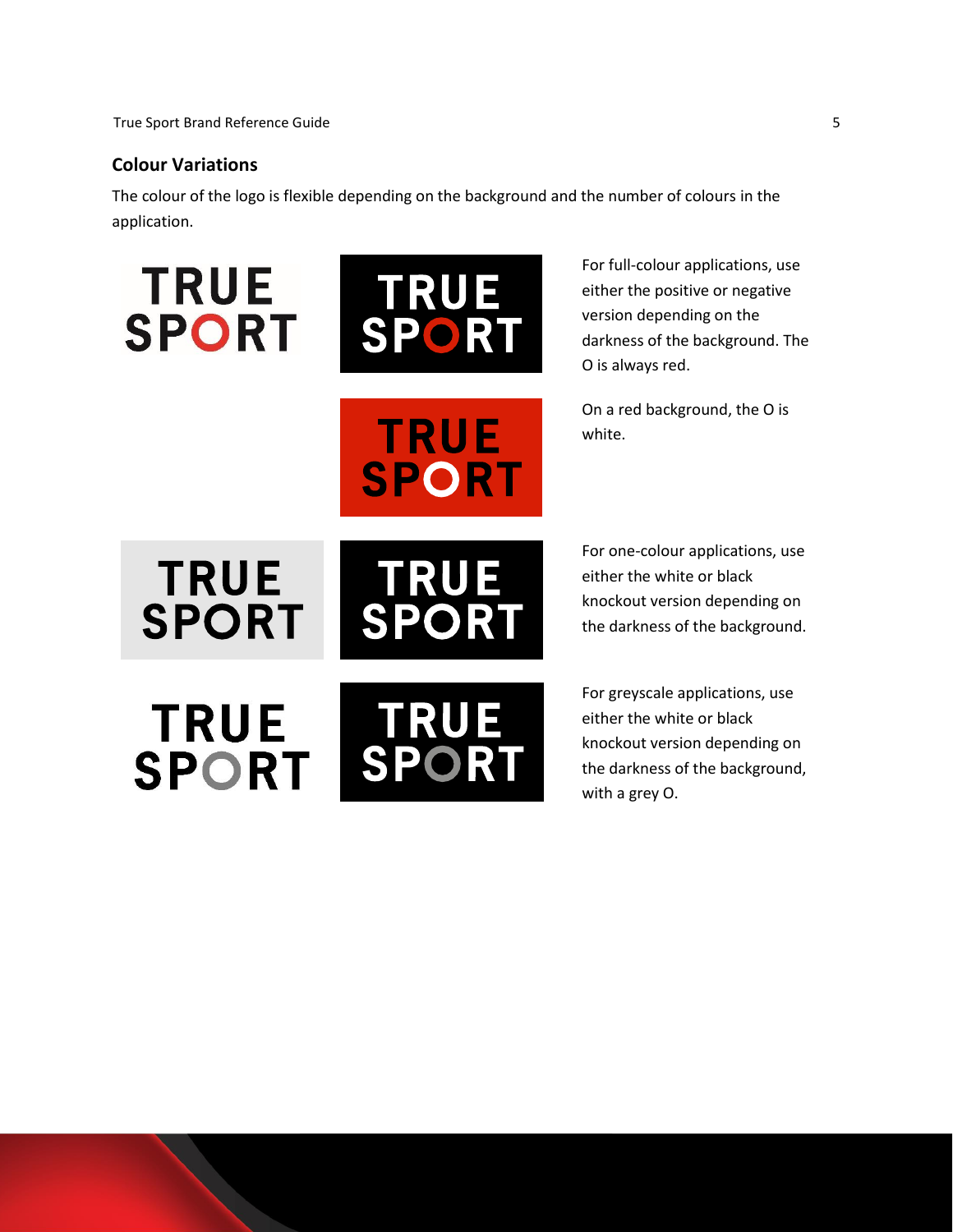## Colour Variations

The colour of the logo is flexible depending on the background and the number of colours in the application.

For full-colour applications, use either the positive or negative version depending on the darkness of the background. The O is always red.

On a red background, the O is white.

For one-colour applications, use either the white or black knockout version depending on the darkness of the background.

For greyscale applications, use either the white or black knockout version depending on the darkness of the background, with a grey O.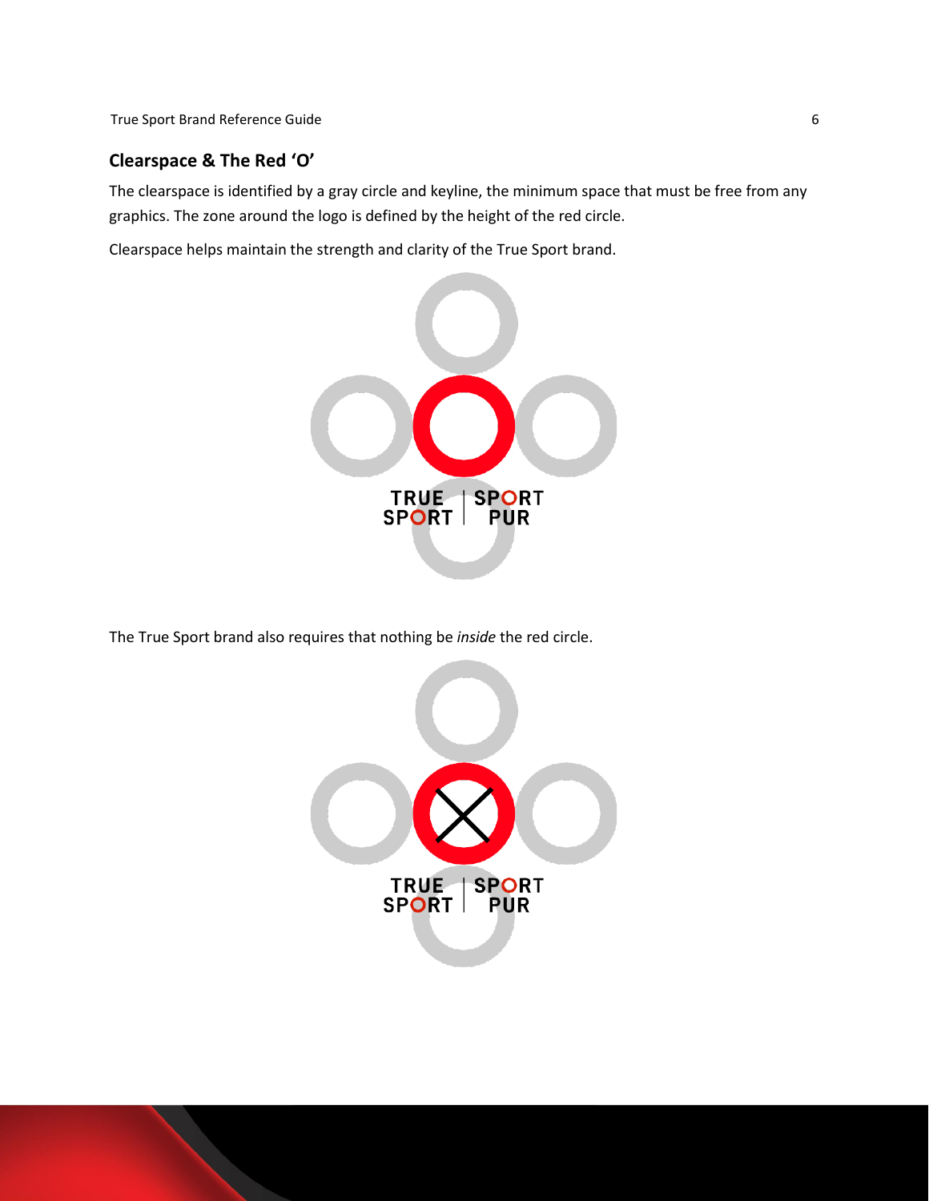## Clearspace & The Red ‘O’

The clearspace is identified by a gray circle and keyline, the minimum space that must be free from any graphics. The zone around the logo is defined by the height of the red circle.

Clearspace helps maintain the strength and clarity of the True Sport brand.

The True Sport brand also requires that nothing be *inside* the red circle.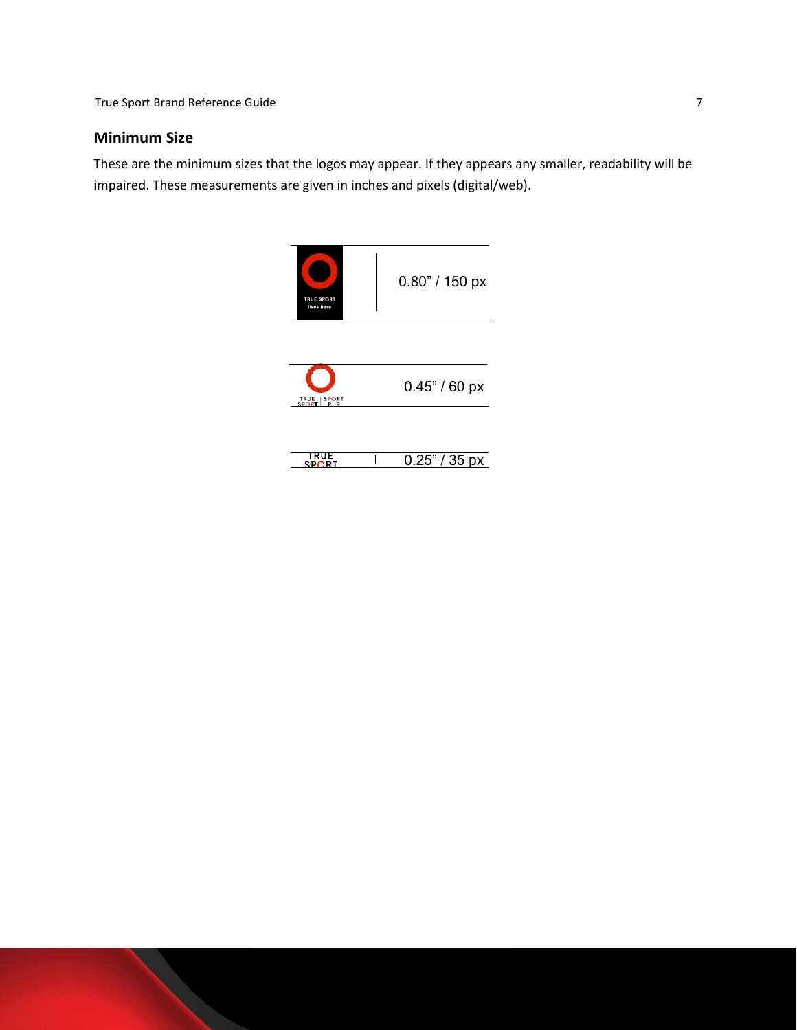## Minimum Size

These are the minimum sizes that the logos may appear. If they appears any smaller, readability will be impaired. These measurements are given in inches and pixels (digital/web).

TRUE SPORT lives here

0.80” / 150 px

TRUE SPORT | SPORT PUR

0.45” / 60 px

TRUE SPORT

0.25” / 35 px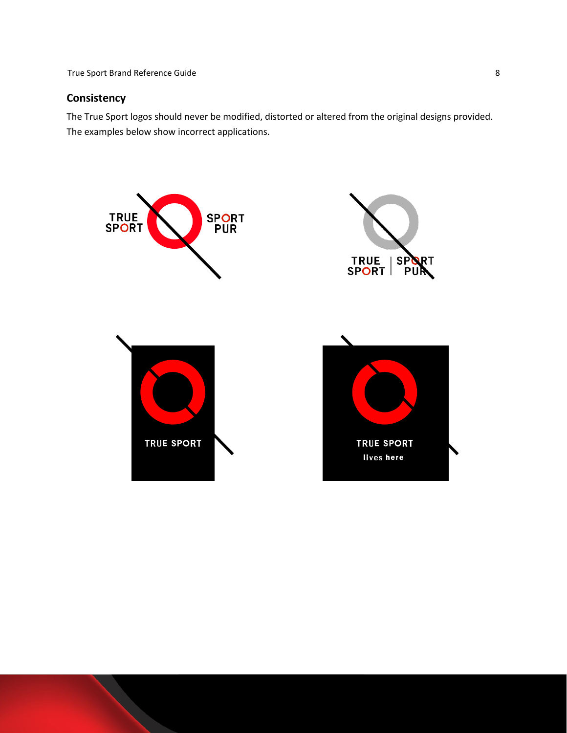## Consistency

The True Sport logos should never be modified, distorted or altered from the original designs provided. The examples below show incorrect applications.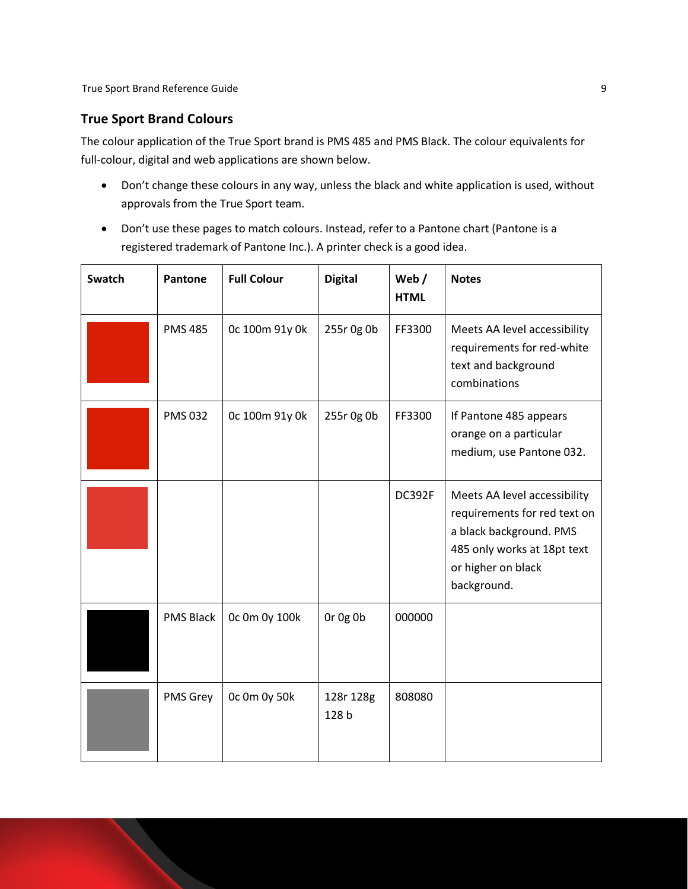## True Sport Brand Colours

The colour application of the True Sport brand is PMS 485 and PMS Black. The colour equivalents for full-colour, digital and web applications are shown below.

- Don't change these colours in any way, unless the black and white application is used, without approvals from the True Sport team.
- Don't use these pages to match colours. Instead, refer to a Pantone chart (Pantone is a registered trademark of Pantone Inc.). A printer check is a good idea.

| Swatch | Pantone | Full Colour | Digital | Web / HTML | Notes |
|---|---|---|---|---|---|
| | PMS 485 | 0c 100m 91y 0k | 255r 0g 0b | FF3300 | Meets AA level accessibility requirements for red-white text and background combinations |
| | PMS 032 | 0c 100m 91y 0k | 255r 0g 0b | FF3300 | If Pantone 485 appears orange on a particular medium, use Pantone 032. |
| | | | | DC392F | Meets AA level accessibility requirements for red text on a black background. PMS 485 only works at 18pt text or higher on black background. |
| | PMS Black | 0c 0m 0y 100k | 0r 0g 0b | 000000 | |
| | PMS Grey | 0c 0m 0y 50k | 128r 128g 128 b | 808080 | |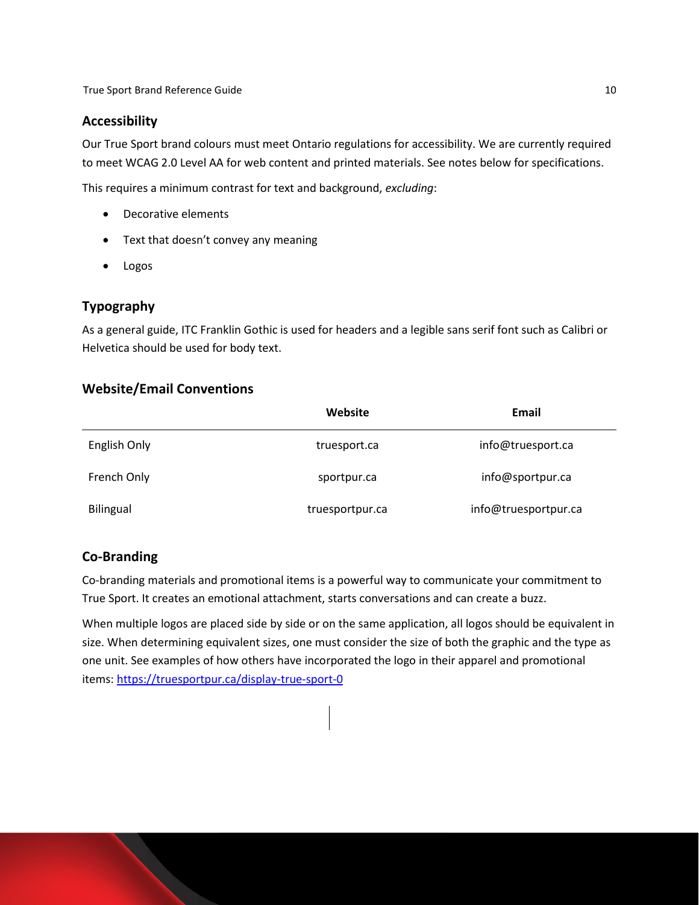## Accessibility

Our True Sport brand colours must meet Ontario regulations for accessibility. We are currently required to meet WCAG 2.0 Level AA for web content and printed materials. See notes below for specifications.

This requires a minimum contrast for text and background, *excluding*:

- Decorative elements
- Text that doesn't convey any meaning
- Logos

## Typography

As a general guide, ITC Franklin Gothic is used for headers and a legible sans serif font such as Calibri or Helvetica should be used for body text.

## Website/Email Conventions

| | Website | Email |
|---|---|---|
| English Only | truesport.ca | info@truesport.ca |
| French Only | sportpur.ca | info@sportpur.ca |
| Bilingual | truesportpur.ca | info@truesportpur.ca |

## Co-Branding

Co-branding materials and promotional items is a powerful way to communicate your commitment to True Sport. It creates an emotional attachment, starts conversations and can create a buzz.

When multiple logos are placed side by side or on the same application, all logos should be equivalent in size. When determining equivalent sizes, one must consider the size of both the graphic and the type as one unit. See examples of how others have incorporated the logo in their apparel and promotional items: [https://truesportpur.ca/display-true-sport-0](https://truesportpur.ca/display-true-sport-0)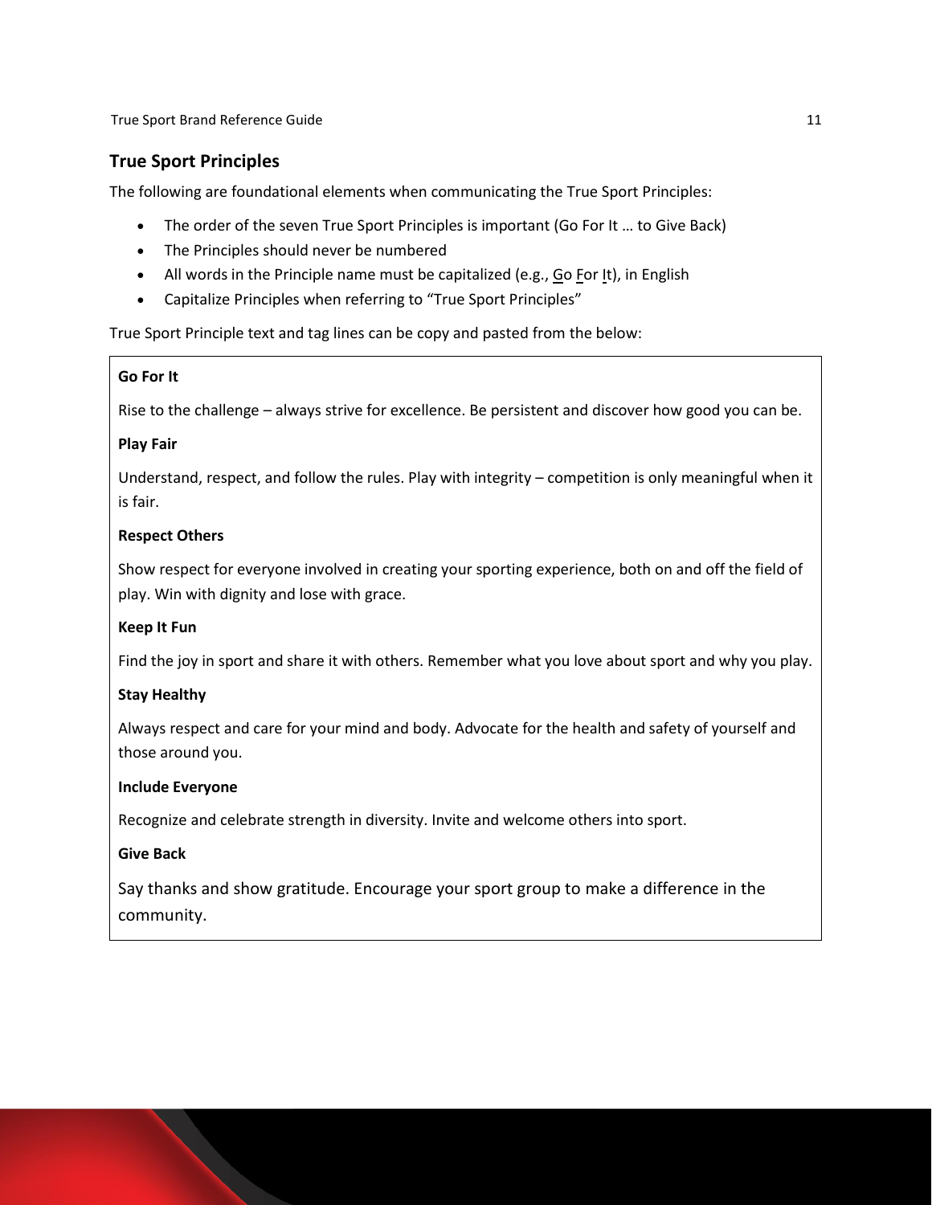## True Sport Principles

The following are foundational elements when communicating the True Sport Principles:

- The order of the seven True Sport Principles is important (Go For It … to Give Back)
- The Principles should never be numbered
- All words in the Principle name must be capitalized (e.g., Go For It), in English
- Capitalize Principles when referring to "True Sport Principles"

True Sport Principle text and tag lines can be copy and pasted from the below:

**Go For It**

Rise to the challenge – always strive for excellence. Be persistent and discover how good you can be.

**Play Fair**

Understand, respect, and follow the rules. Play with integrity – competition is only meaningful when it is fair.

**Respect Others**

Show respect for everyone involved in creating your sporting experience, both on and off the field of play. Win with dignity and lose with grace.

**Keep It Fun**

Find the joy in sport and share it with others. Remember what you love about sport and why you play.

**Stay Healthy**

Always respect and care for your mind and body. Advocate for the health and safety of yourself and those around you.

**Include Everyone**

Recognize and celebrate strength in diversity. Invite and welcome others into sport.

**Give Back**

Say thanks and show gratitude. Encourage your sport group to make a difference in the community.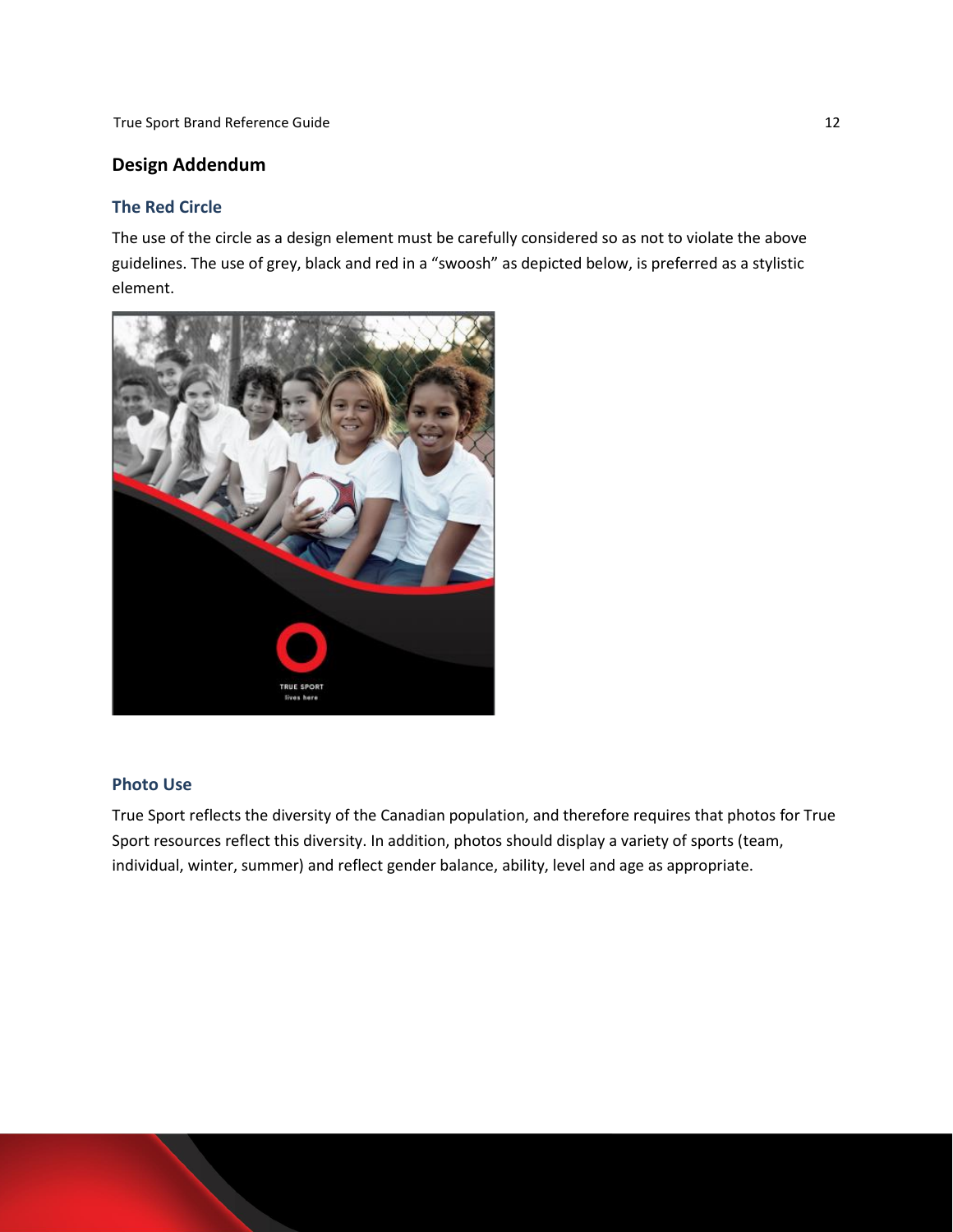## Design Addendum

### The Red Circle

The use of the circle as a design element must be carefully considered so as not to violate the above guidelines. The use of grey, black and red in a "swoosh" as depicted below, is preferred as a stylistic element.

### Photo Use

True Sport reflects the diversity of the Canadian population, and therefore requires that photos for True Sport resources reflect this diversity. In addition, photos should display a variety of sports (team, individual, winter, summer) and reflect gender balance, ability, level and age as appropriate.